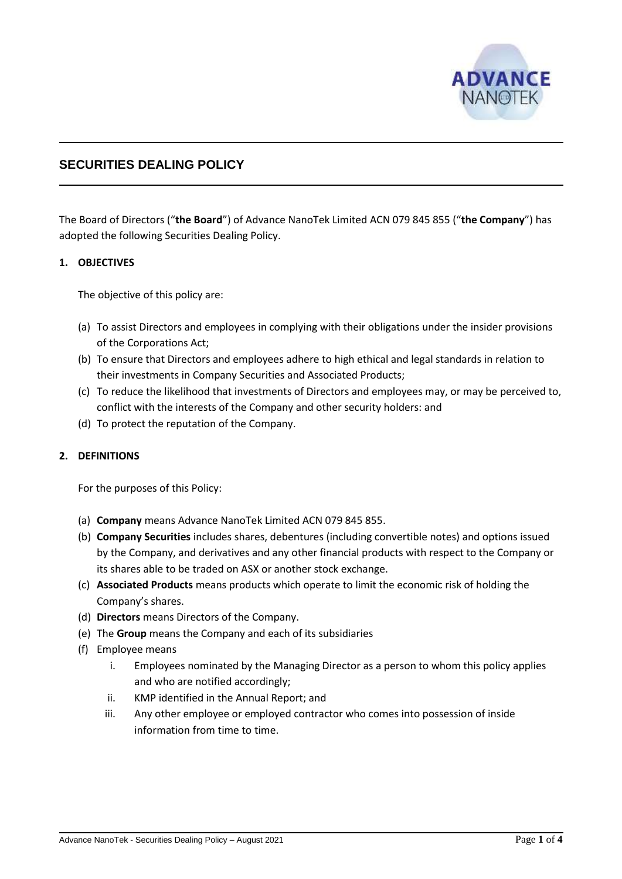## SECURITIES DEALING POLICY

The Board of Directors ("**the Board**") of Advance NanoTek Limited ACN 079 845 855 ("**the Company**") has adopted the following Securities Dealing Policy.

### 1. OBJECTIVES

The objective of this policy are:

(a) To assist Directors and employees in complying with their obligations under the insider provisions of the Corporations Act;

(b) To ensure that Directors and employees adhere to high ethical and legal standards in relation to their investments in Company Securities and Associated Products;

(c) To reduce the likelihood that investments of Directors and employees may, or may be perceived to, conflict with the interests of the Company and other security holders: and

(d) To protect the reputation of the Company.

### 2. DEFINITIONS

For the purposes of this Policy:

(a) **Company** means Advance NanoTek Limited ACN 079 845 855.

(b) **Company Securities** includes shares, debentures (including convertible notes) and options issued by the Company, and derivatives and any other financial products with respect to the Company or its shares able to be traded on ASX or another stock exchange.

(c) **Associated Products** means products which operate to limit the economic risk of holding the Company's shares.

(d) **Directors** means Directors of the Company.

(e) The **Group** means the Company and each of its subsidiaries

(f) Employee means

   i. Employees nominated by the Managing Director as a person to whom this policy applies and who are notified accordingly;

   ii. KMP identified in the Annual Report; and

   iii. Any other employee or employed contractor who comes into possession of inside information from time to time.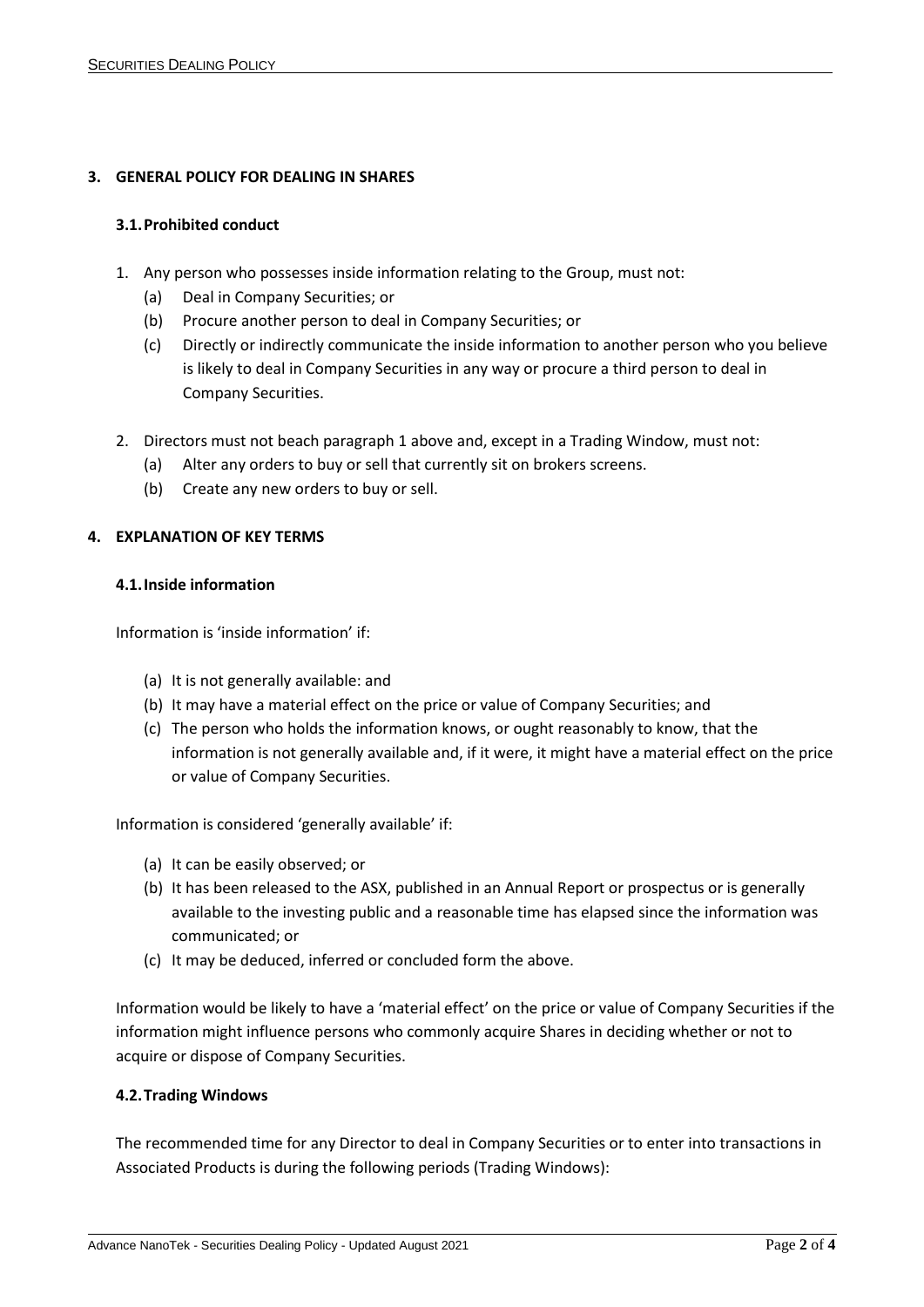## 3. GENERAL POLICY FOR DEALING IN SHARES

### 3.1. Prohibited conduct

1. Any person who possesses inside information relating to the Group, must not:
   - (a) Deal in Company Securities; or
   - (b) Procure another person to deal in Company Securities; or
   - (c) Directly or indirectly communicate the inside information to another person who you believe is likely to deal in Company Securities in any way or procure a third person to deal in Company Securities.

2. Directors must not beach paragraph 1 above and, except in a Trading Window, must not:
   - (a) Alter any orders to buy or sell that currently sit on brokers screens.
   - (b) Create any new orders to buy or sell.

## 4. EXPLANATION OF KEY TERMS

### 4.1. Inside information

Information is 'inside information' if:

- (a) It is not generally available: and
- (b) It may have a material effect on the price or value of Company Securities; and
- (c) The person who holds the information knows, or ought reasonably to know, that the information is not generally available and, if it were, it might have a material effect on the price or value of Company Securities.

Information is considered 'generally available' if:

- (a) It can be easily observed; or
- (b) It has been released to the ASX, published in an Annual Report or prospectus or is generally available to the investing public and a reasonable time has elapsed since the information was communicated; or
- (c) It may be deduced, inferred or concluded form the above.

Information would be likely to have a 'material effect' on the price or value of Company Securities if the information might influence persons who commonly acquire Shares in deciding whether or not to acquire or dispose of Company Securities.

### 4.2. Trading Windows

The recommended time for any Director to deal in Company Securities or to enter into transactions in Associated Products is during the following periods (Trading Windows):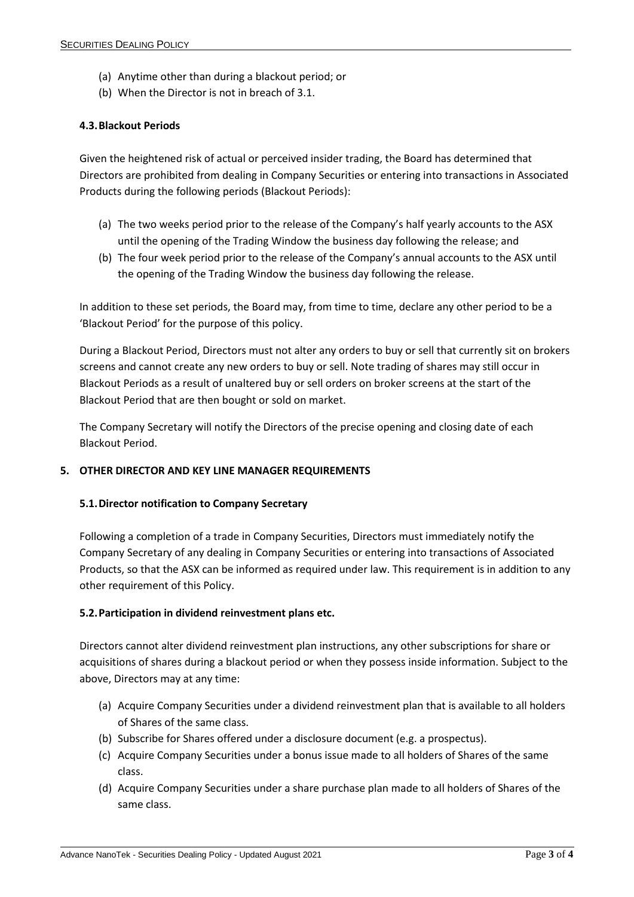(a) Anytime other than during a blackout period; or
(b) When the Director is not in breach of 3.1.

### 4.3. Blackout Periods

Given the heightened risk of actual or perceived insider trading, the Board has determined that Directors are prohibited from dealing in Company Securities or entering into transactions in Associated Products during the following periods (Blackout Periods):

(a) The two weeks period prior to the release of the Company's half yearly accounts to the ASX until the opening of the Trading Window the business day following the release; and
(b) The four week period prior to the release of the Company's annual accounts to the ASX until the opening of the Trading Window the business day following the release.

In addition to these set periods, the Board may, from time to time, declare any other period to be a 'Blackout Period' for the purpose of this policy.

During a Blackout Period, Directors must not alter any orders to buy or sell that currently sit on brokers screens and cannot create any new orders to buy or sell. Note trading of shares may still occur in Blackout Periods as a result of unaltered buy or sell orders on broker screens at the start of the Blackout Period that are then bought or sold on market.

The Company Secretary will notify the Directors of the precise opening and closing date of each Blackout Period.

## 5. OTHER DIRECTOR AND KEY LINE MANAGER REQUIREMENTS

### 5.1. Director notification to Company Secretary

Following a completion of a trade in Company Securities, Directors must immediately notify the Company Secretary of any dealing in Company Securities or entering into transactions of Associated Products, so that the ASX can be informed as required under law. This requirement is in addition to any other requirement of this Policy.

### 5.2. Participation in dividend reinvestment plans etc.

Directors cannot alter dividend reinvestment plan instructions, any other subscriptions for share or acquisitions of shares during a blackout period or when they possess inside information. Subject to the above, Directors may at any time:

(a) Acquire Company Securities under a dividend reinvestment plan that is available to all holders of Shares of the same class.
(b) Subscribe for Shares offered under a disclosure document (e.g. a prospectus).
(c) Acquire Company Securities under a bonus issue made to all holders of Shares of the same class.
(d) Acquire Company Securities under a share purchase plan made to all holders of Shares of the same class.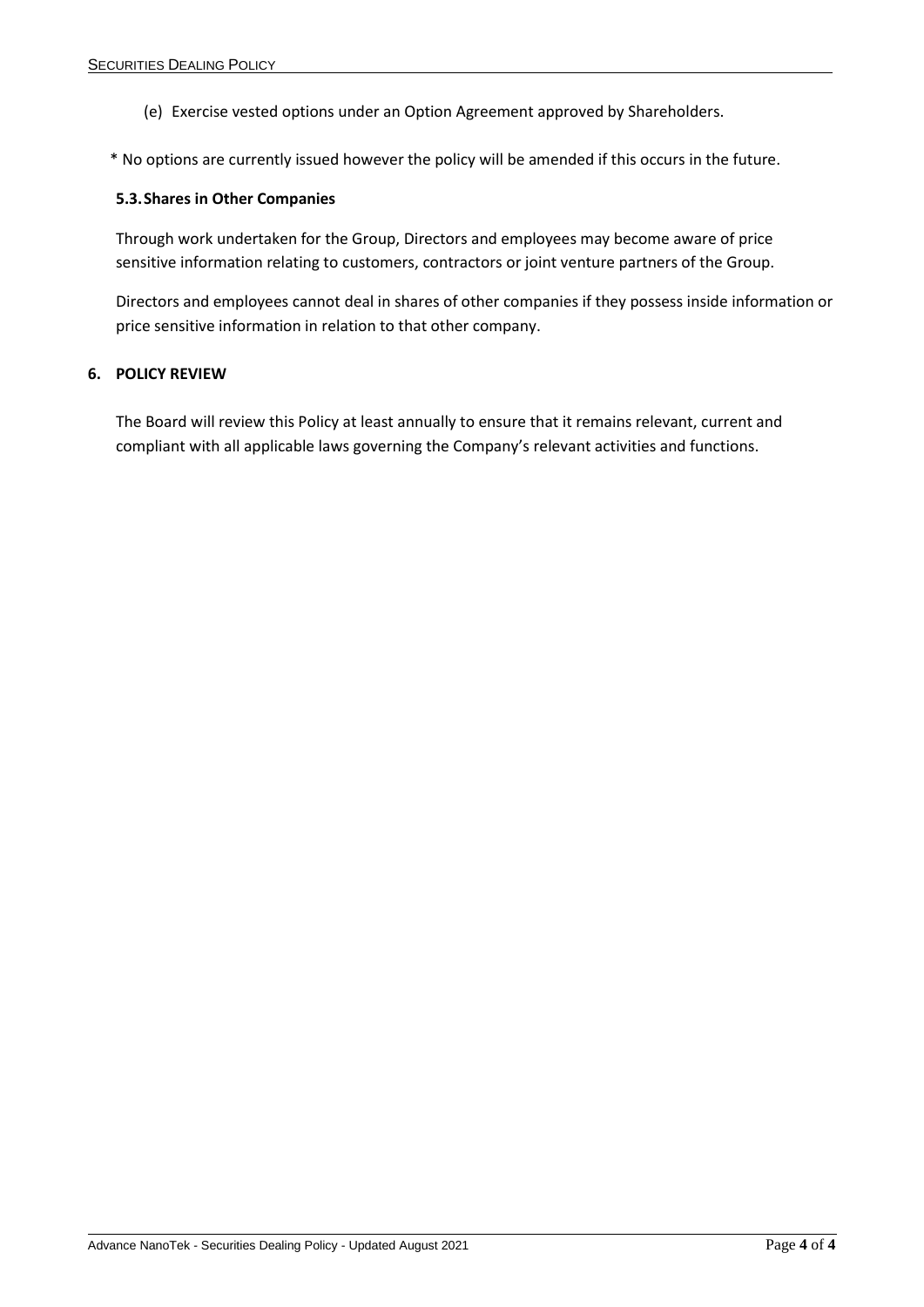(e) Exercise vested options under an Option Agreement approved by Shareholders.

* No options are currently issued however the policy will be amended if this occurs in the future.

### 5.3. Shares in Other Companies

Through work undertaken for the Group, Directors and employees may become aware of price sensitive information relating to customers, contractors or joint venture partners of the Group.

Directors and employees cannot deal in shares of other companies if they possess inside information or price sensitive information in relation to that other company.

## 6. POLICY REVIEW

The Board will review this Policy at least annually to ensure that it remains relevant, current and compliant with all applicable laws governing the Company's relevant activities and functions.